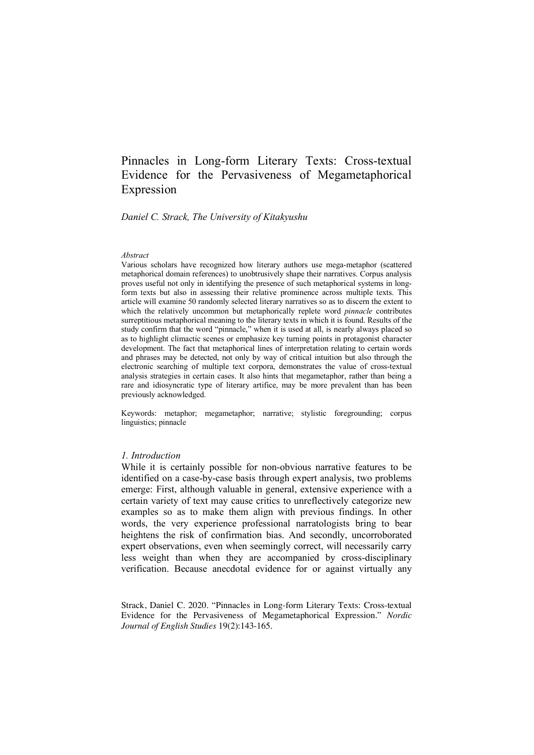# Pinnacles in Long-form Literary Texts: Cross-textual Evidence for the Pervasiveness of Megametaphorical Expression

*Daniel C. Strack, The University of Kitakyushu*

*Abstract*

Various scholars have recognized how literary authors use mega-metaphor (scattered metaphorical domain references) to unobtrusively shape their narratives. Corpus analysis proves useful not only in identifying the presence of such metaphorical systems in long-form texts but also in assessing their relative prominence across multiple texts. This article will examine 50 randomly selected literary narratives so as to discern the extent to which the relatively uncommon but metaphorically replete word *pinnacle* contributes surreptitious metaphorical meaning to the literary texts in which it is found. Results of the study confirm that the word "pinnacle," when it is used at all, is nearly always placed so as to highlight climactic scenes or emphasize key turning points in protagonist character development. The fact that metaphorical lines of interpretation relating to certain words and phrases may be detected, not only by way of critical intuition but also through the electronic searching of multiple text corpora, demonstrates the value of cross-textual analysis strategies in certain cases. It also hints that megametaphor, rather than being a rare and idiosyncratic type of literary artifice, may be more prevalent than has been previously acknowledged.

Keywords: metaphor; megametaphor; narrative; stylistic foregrounding; corpus linguistics; pinnacle

## *1. Introduction*

While it is certainly possible for non-obvious narrative features to be identified on a case-by-case basis through expert analysis, two problems emerge: First, although valuable in general, extensive experience with a certain variety of text may cause critics to unreflectively categorize new examples so as to make them align with previous findings. In other words, the very experience professional narratologists bring to bear heightens the risk of confirmation bias. And secondly, uncorroborated expert observations, even when seemingly correct, will necessarily carry less weight than when they are accompanied by cross-disciplinary verification. Because anecdotal evidence for or against virtually any

Strack, Daniel C. 2020. "Pinnacles in Long-form Literary Texts: Cross-textual Evidence for the Pervasiveness of Megametaphorical Expression." *Nordic Journal of English Studies* 19(2):143-165.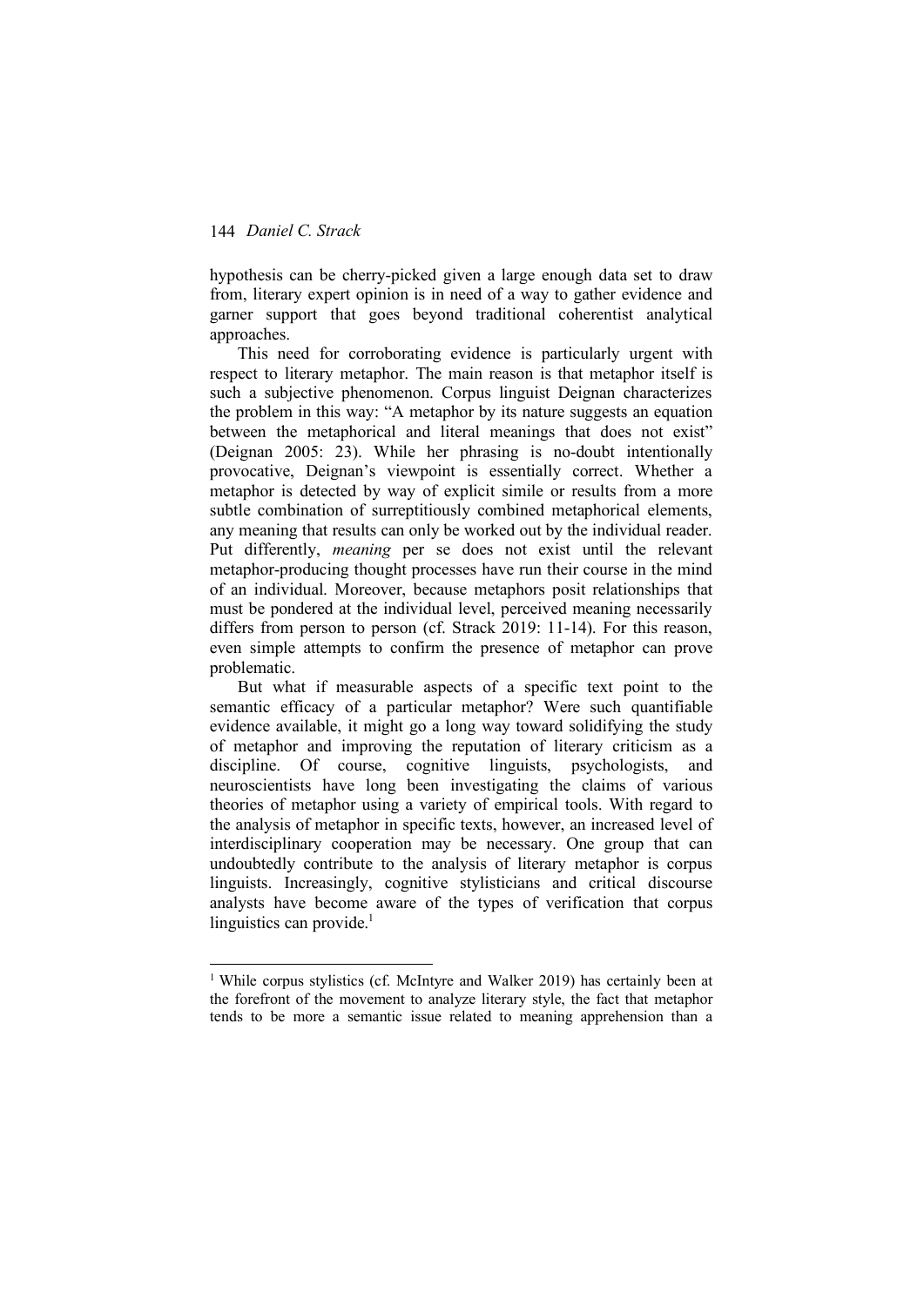hypothesis can be cherry-picked given a large enough data set to draw from, literary expert opinion is in need of a way to gather evidence and garner support that goes beyond traditional coherentist analytical approaches.

This need for corroborating evidence is particularly urgent with respect to literary metaphor. The main reason is that metaphor itself is such a subjective phenomenon. Corpus linguist Deignan characterizes the problem in this way: "A metaphor by its nature suggests an equation between the metaphorical and literal meanings that does not exist" (Deignan 2005: 23). While her phrasing is no-doubt intentionally provocative, Deignan's viewpoint is essentially correct. Whether a metaphor is detected by way of explicit simile or results from a more subtle combination of surreptitiously combined metaphorical elements, any meaning that results can only be worked out by the individual reader. Put differently, *meaning* per se does not exist until the relevant metaphor-producing thought processes have run their course in the mind of an individual. Moreover, because metaphors posit relationships that must be pondered at the individual level, perceived meaning necessarily differs from person to person (cf. Strack 2019: 11-14). For this reason, even simple attempts to confirm the presence of metaphor can prove problematic.

But what if measurable aspects of a specific text point to the semantic efficacy of a particular metaphor? Were such quantifiable evidence available, it might go a long way toward solidifying the study of metaphor and improving the reputation of literary criticism as a discipline. Of course, cognitive linguists, psychologists, and neuroscientists have long been investigating the claims of various theories of metaphor using a variety of empirical tools. With regard to the analysis of metaphor in specific texts, however, an increased level of interdisciplinary cooperation may be necessary. One group that can undoubtedly contribute to the analysis of literary metaphor is corpus linguists. Increasingly, cognitive stylisticians and critical discourse analysts have become aware of the types of verification that corpus linguistics can provide.[1]

---

[1] While corpus stylistics (cf. McIntyre and Walker 2019) has certainly been at the forefront of the movement to analyze literary style, the fact that metaphor tends to be more a semantic issue related to meaning apprehension than a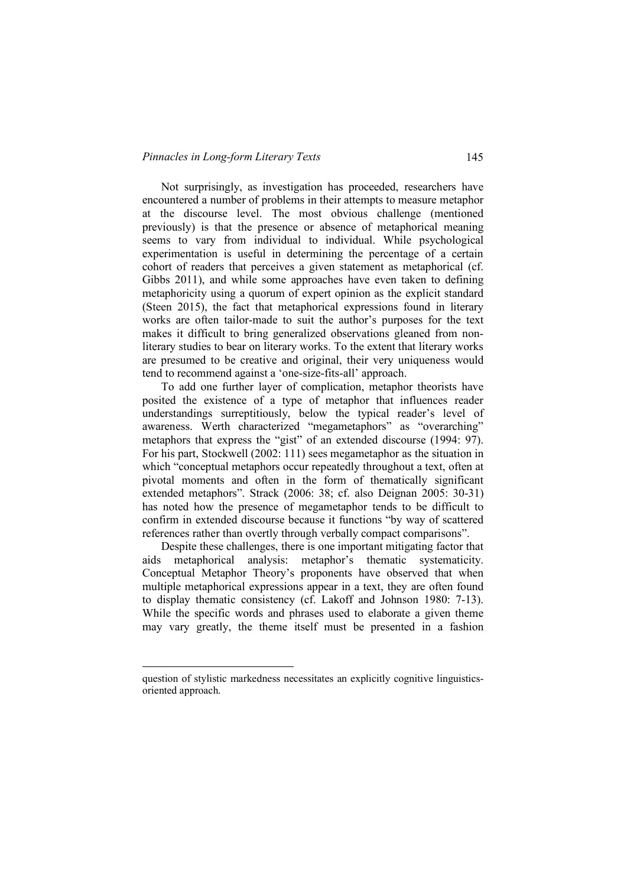Not surprisingly, as investigation has proceeded, researchers have encountered a number of problems in their attempts to measure metaphor at the discourse level. The most obvious challenge (mentioned previously) is that the presence or absence of metaphorical meaning seems to vary from individual to individual. While psychological experimentation is useful in determining the percentage of a certain cohort of readers that perceives a given statement as metaphorical (cf. Gibbs 2011), and while some approaches have even taken to defining metaphoricity using a quorum of expert opinion as the explicit standard (Steen 2015), the fact that metaphorical expressions found in literary works are often tailor-made to suit the author's purposes for the text makes it difficult to bring generalized observations gleaned from non-literary studies to bear on literary works. To the extent that literary works are presumed to be creative and original, their very uniqueness would tend to recommend against a 'one-size-fits-all' approach.

To add one further layer of complication, metaphor theorists have posited the existence of a type of metaphor that influences reader understandings surreptitiously, below the typical reader's level of awareness. Werth characterized "megametaphors" as "overarching" metaphors that express the "gist" of an extended discourse (1994: 97). For his part, Stockwell (2002: 111) sees megametaphor as the situation in which "conceptual metaphors occur repeatedly throughout a text, often at pivotal moments and often in the form of thematically significant extended metaphors". Strack (2006: 38; cf. also Deignan 2005: 30-31) has noted how the presence of megametaphor tends to be difficult to confirm in extended discourse because it functions "by way of scattered references rather than overtly through verbally compact comparisons".

Despite these challenges, there is one important mitigating factor that aids metaphorical analysis: metaphor's thematic systematicity. Conceptual Metaphor Theory's proponents have observed that when multiple metaphorical expressions appear in a text, they are often found to display thematic consistency (cf. Lakoff and Johnson 1980: 7-13). While the specific words and phrases used to elaborate a given theme may vary greatly, the theme itself must be presented in a fashion

---

question of stylistic markedness necessitates an explicitly cognitive linguistics-oriented approach.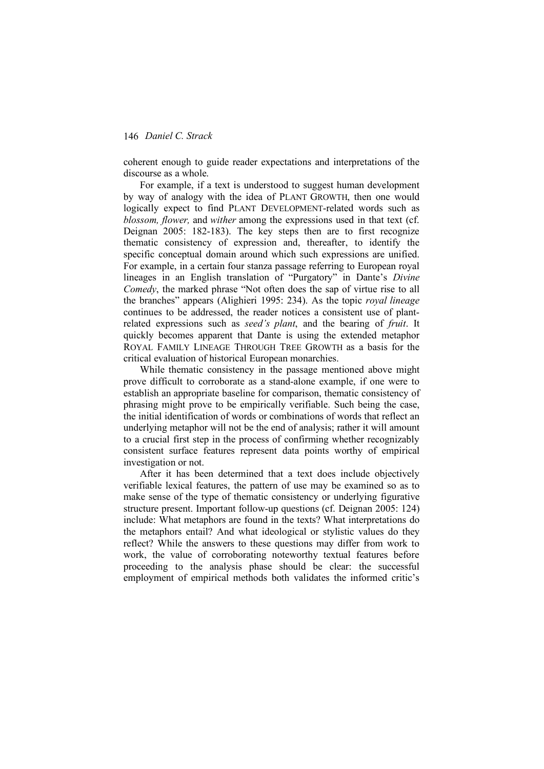coherent enough to guide reader expectations and interpretations of the discourse as a whole.

For example, if a text is understood to suggest human development by way of analogy with the idea of PLANT GROWTH, then one would logically expect to find PLANT DEVELOPMENT-related words such as *blossom, flower,* and *wither* among the expressions used in that text (cf. Deignan 2005: 182-183). The key steps then are to first recognize thematic consistency of expression and, thereafter, to identify the specific conceptual domain around which such expressions are unified. For example, in a certain four stanza passage referring to European royal lineages in an English translation of "Purgatory" in Dante's *Divine Comedy*, the marked phrase "Not often does the sap of virtue rise to all the branches" appears (Alighieri 1995: 234). As the topic *royal lineage* continues to be addressed, the reader notices a consistent use of plant-related expressions such as *seed's plant*, and the bearing of *fruit*. It quickly becomes apparent that Dante is using the extended metaphor ROYAL FAMILY LINEAGE THROUGH TREE GROWTH as a basis for the critical evaluation of historical European monarchies.

While thematic consistency in the passage mentioned above might prove difficult to corroborate as a stand-alone example, if one were to establish an appropriate baseline for comparison, thematic consistency of phrasing might prove to be empirically verifiable. Such being the case, the initial identification of words or combinations of words that reflect an underlying metaphor will not be the end of analysis; rather it will amount to a crucial first step in the process of confirming whether recognizably consistent surface features represent data points worthy of empirical investigation or not.

After it has been determined that a text does include objectively verifiable lexical features, the pattern of use may be examined so as to make sense of the type of thematic consistency or underlying figurative structure present. Important follow-up questions (cf. Deignan 2005: 124) include: What metaphors are found in the texts? What interpretations do the metaphors entail? And what ideological or stylistic values do they reflect? While the answers to these questions may differ from work to work, the value of corroborating noteworthy textual features before proceeding to the analysis phase should be clear: the successful employment of empirical methods both validates the informed critic's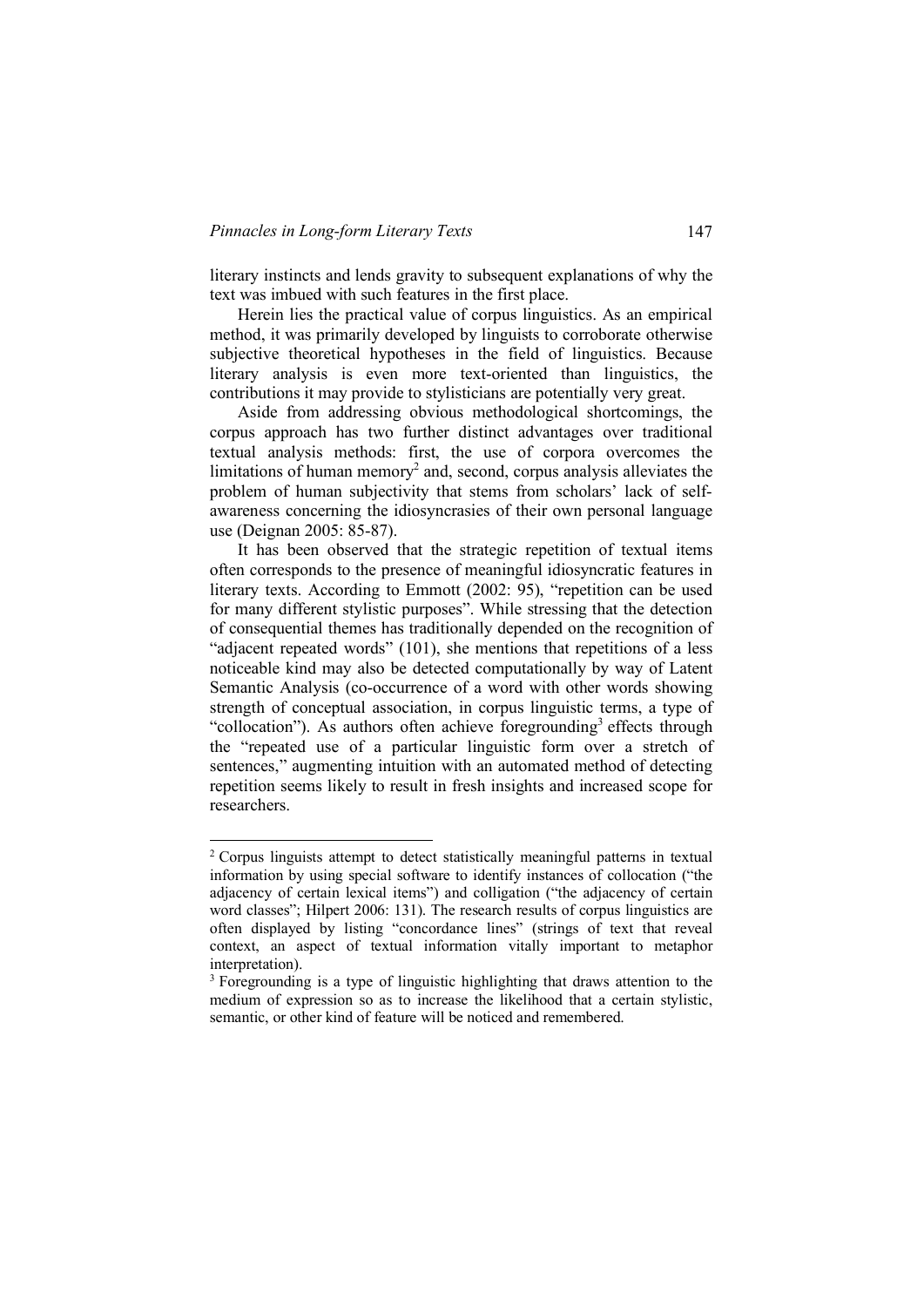literary instincts and lends gravity to subsequent explanations of why the text was imbued with such features in the first place.

Herein lies the practical value of corpus linguistics. As an empirical method, it was primarily developed by linguists to corroborate otherwise subjective theoretical hypotheses in the field of linguistics. Because literary analysis is even more text-oriented than linguistics, the contributions it may provide to stylisticians are potentially very great.

Aside from addressing obvious methodological shortcomings, the corpus approach has two further distinct advantages over traditional textual analysis methods: first, the use of corpora overcomes the limitations of human memory[2] and, second, corpus analysis alleviates the problem of human subjectivity that stems from scholars' lack of self-awareness concerning the idiosyncrasies of their own personal language use (Deignan 2005: 85-87).

It has been observed that the strategic repetition of textual items often corresponds to the presence of meaningful idiosyncratic features in literary texts. According to Emmott (2002: 95), "repetition can be used for many different stylistic purposes". While stressing that the detection of consequential themes has traditionally depended on the recognition of "adjacent repeated words" (101), she mentions that repetitions of a less noticeable kind may also be detected computationally by way of Latent Semantic Analysis (co-occurrence of a word with other words showing strength of conceptual association, in corpus linguistic terms, a type of "collocation"). As authors often achieve foregrounding[3] effects through the "repeated use of a particular linguistic form over a stretch of sentences," augmenting intuition with an automated method of detecting repetition seems likely to result in fresh insights and increased scope for researchers.

---

[2] Corpus linguists attempt to detect statistically meaningful patterns in textual information by using special software to identify instances of collocation ("the adjacency of certain lexical items") and colligation ("the adjacency of certain word classes"; Hilpert 2006: 131). The research results of corpus linguistics are often displayed by listing "concordance lines" (strings of text that reveal context, an aspect of textual information vitally important to metaphor interpretation).

[3] Foregrounding is a type of linguistic highlighting that draws attention to the medium of expression so as to increase the likelihood that a certain stylistic, semantic, or other kind of feature will be noticed and remembered.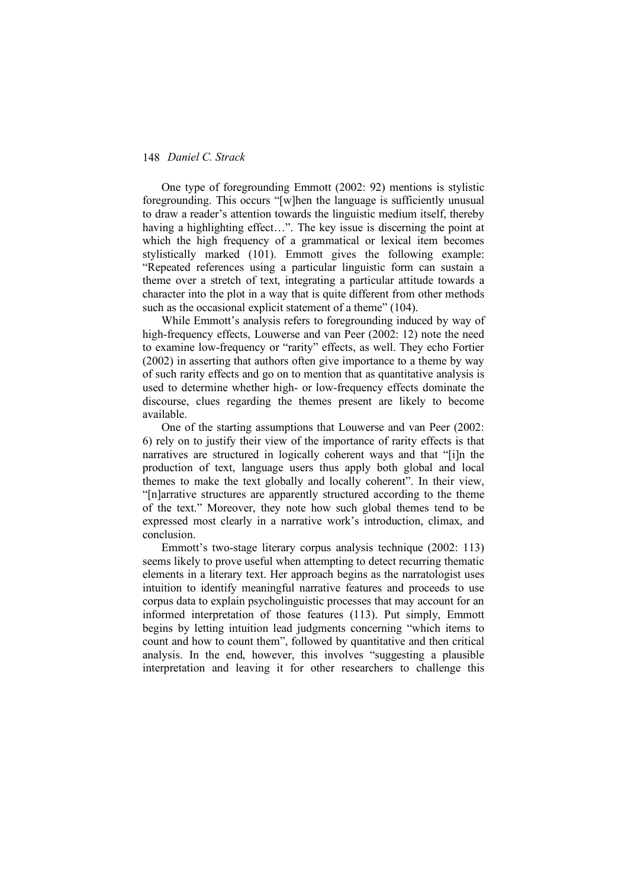One type of foregrounding Emmott (2002: 92) mentions is stylistic foregrounding. This occurs "[w]hen the language is sufficiently unusual to draw a reader's attention towards the linguistic medium itself, thereby having a highlighting effect…". The key issue is discerning the point at which the high frequency of a grammatical or lexical item becomes stylistically marked (101). Emmott gives the following example: "Repeated references using a particular linguistic form can sustain a theme over a stretch of text, integrating a particular attitude towards a character into the plot in a way that is quite different from other methods such as the occasional explicit statement of a theme" (104).

While Emmott's analysis refers to foregrounding induced by way of high-frequency effects, Louwerse and van Peer (2002: 12) note the need to examine low-frequency or "rarity" effects, as well. They echo Fortier (2002) in asserting that authors often give importance to a theme by way of such rarity effects and go on to mention that as quantitative analysis is used to determine whether high- or low-frequency effects dominate the discourse, clues regarding the themes present are likely to become available.

One of the starting assumptions that Louwerse and van Peer (2002: 6) rely on to justify their view of the importance of rarity effects is that narratives are structured in logically coherent ways and that "[i]n the production of text, language users thus apply both global and local themes to make the text globally and locally coherent". In their view, "[n]arrative structures are apparently structured according to the theme of the text." Moreover, they note how such global themes tend to be expressed most clearly in a narrative work's introduction, climax, and conclusion.

Emmott's two-stage literary corpus analysis technique (2002: 113) seems likely to prove useful when attempting to detect recurring thematic elements in a literary text. Her approach begins as the narratologist uses intuition to identify meaningful narrative features and proceeds to use corpus data to explain psycholinguistic processes that may account for an informed interpretation of those features (113). Put simply, Emmott begins by letting intuition lead judgments concerning "which items to count and how to count them", followed by quantitative and then critical analysis. In the end, however, this involves "suggesting a plausible interpretation and leaving it for other researchers to challenge this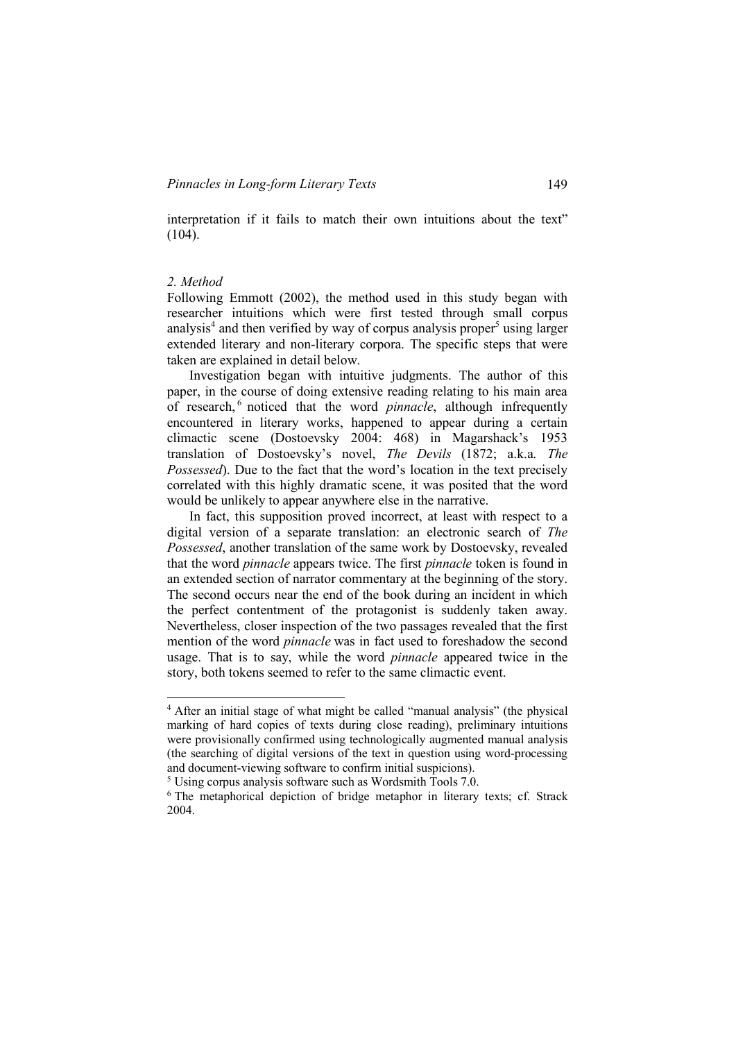interpretation if it fails to match their own intuitions about the text" (104).

### *2. Method*

Following Emmott (2002), the method used in this study began with researcher intuitions which were first tested through small corpus analysis[4] and then verified by way of corpus analysis proper[5] using larger extended literary and non-literary corpora. The specific steps that were taken are explained in detail below.

Investigation began with intuitive judgments. The author of this paper, in the course of doing extensive reading relating to his main area of research,[6] noticed that the word *pinnacle*, although infrequently encountered in literary works, happened to appear during a certain climactic scene (Dostoevsky 2004: 468) in Magarshack's 1953 translation of Dostoevsky's novel, *The Devils* (1872; a.k.a. *The Possessed*). Due to the fact that the word's location in the text precisely correlated with this highly dramatic scene, it was posited that the word would be unlikely to appear anywhere else in the narrative.

In fact, this supposition proved incorrect, at least with respect to a digital version of a separate translation: an electronic search of *The Possessed*, another translation of the same work by Dostoevsky, revealed that the word *pinnacle* appears twice. The first *pinnacle* token is found in an extended section of narrator commentary at the beginning of the story. The second occurs near the end of the book during an incident in which the perfect contentment of the protagonist is suddenly taken away. Nevertheless, closer inspection of the two passages revealed that the first mention of the word *pinnacle* was in fact used to foreshadow the second usage. That is to say, while the word *pinnacle* appeared twice in the story, both tokens seemed to refer to the same climactic event.

---

[4] After an initial stage of what might be called "manual analysis" (the physical marking of hard copies of texts during close reading), preliminary intuitions were provisionally confirmed using technologically augmented manual analysis (the searching of digital versions of the text in question using word-processing and document-viewing software to confirm initial suspicions).

[5] Using corpus analysis software such as Wordsmith Tools 7.0.

[6] The metaphorical depiction of bridge metaphor in literary texts; cf. Strack 2004.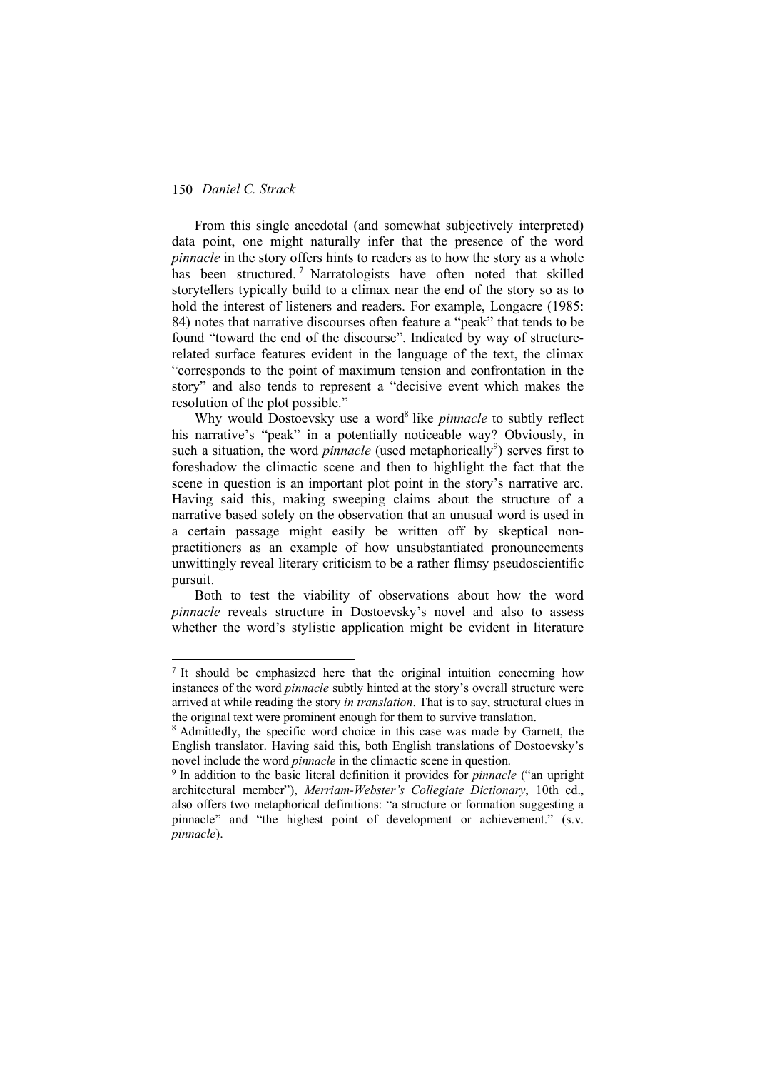From this single anecdotal (and somewhat subjectively interpreted) data point, one might naturally infer that the presence of the word *pinnacle* in the story offers hints to readers as to how the story as a whole has been structured.[7] Narratologists have often noted that skilled storytellers typically build to a climax near the end of the story so as to hold the interest of listeners and readers. For example, Longacre (1985: 84) notes that narrative discourses often feature a "peak" that tends to be found "toward the end of the discourse". Indicated by way of structure-related surface features evident in the language of the text, the climax "corresponds to the point of maximum tension and confrontation in the story" and also tends to represent a "decisive event which makes the resolution of the plot possible."

Why would Dostoevsky use a word[8] like *pinnacle* to subtly reflect his narrative's "peak" in a potentially noticeable way? Obviously, in such a situation, the word *pinnacle* (used metaphorically[9]) serves first to foreshadow the climactic scene and then to highlight the fact that the scene in question is an important plot point in the story's narrative arc. Having said this, making sweeping claims about the structure of a narrative based solely on the observation that an unusual word is used in a certain passage might easily be written off by skeptical non-practitioners as an example of how unsubstantiated pronouncements unwittingly reveal literary criticism to be a rather flimsy pseudoscientific pursuit.

Both to test the viability of observations about how the word *pinnacle* reveals structure in Dostoevsky's novel and also to assess whether the word's stylistic application might be evident in literature

---

[7] It should be emphasized here that the original intuition concerning how instances of the word *pinnacle* subtly hinted at the story's overall structure were arrived at while reading the story *in translation*. That is to say, structural clues in the original text were prominent enough for them to survive translation.

[8] Admittedly, the specific word choice in this case was made by Garnett, the English translator. Having said this, both English translations of Dostoevsky's novel include the word *pinnacle* in the climactic scene in question.

[9] In addition to the basic literal definition it provides for *pinnacle* ("an upright architectural member"), *Merriam-Webster's Collegiate Dictionary*, 10th ed., also offers two metaphorical definitions: "a structure or formation suggesting a pinnacle" and "the highest point of development or achievement." (s.v. *pinnacle*).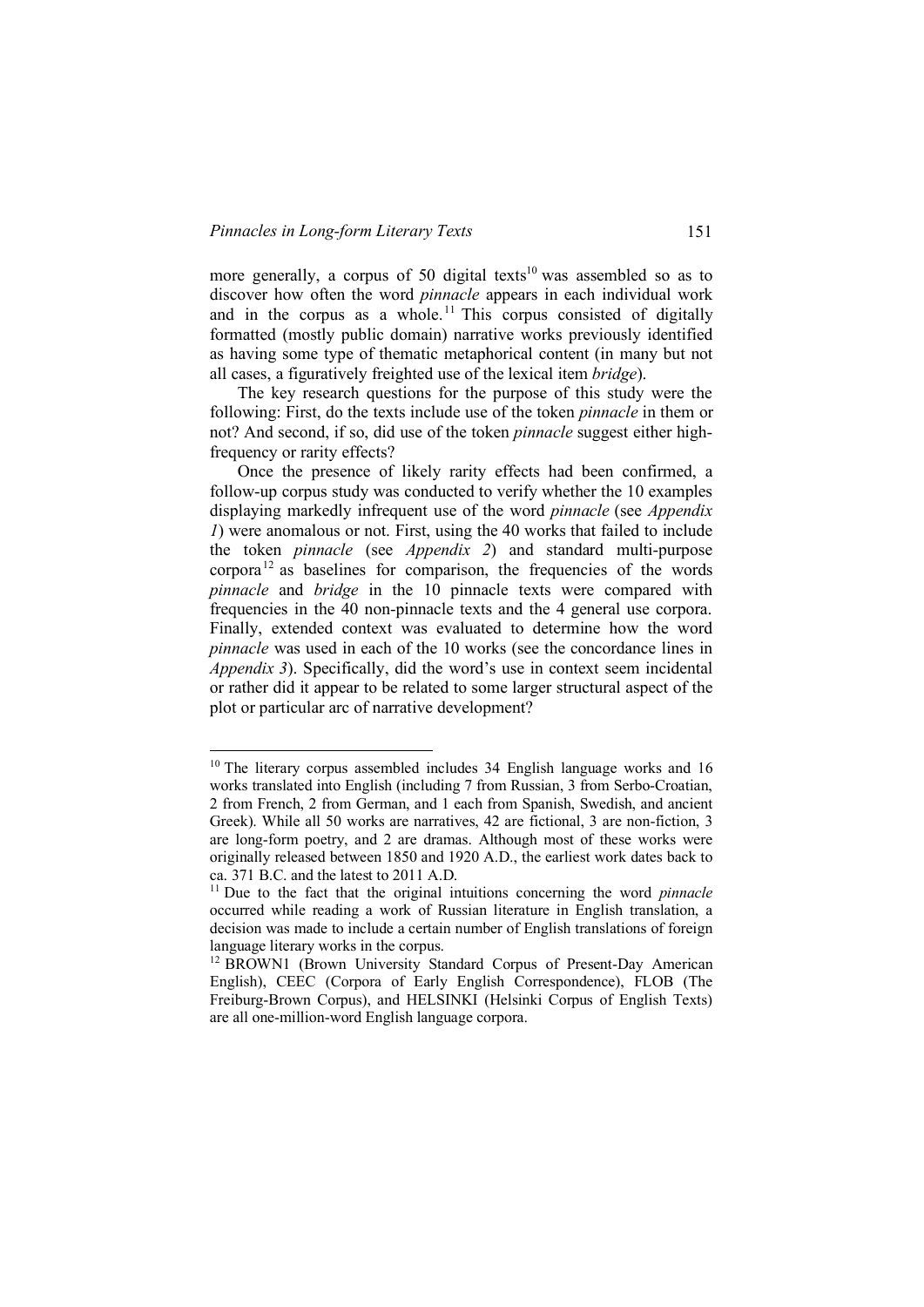more generally, a corpus of 50 digital texts[10] was assembled so as to discover how often the word *pinnacle* appears in each individual work and in the corpus as a whole.[11] This corpus consisted of digitally formatted (mostly public domain) narrative works previously identified as having some type of thematic metaphorical content (in many but not all cases, a figuratively freighted use of the lexical item *bridge*).

The key research questions for the purpose of this study were the following: First, do the texts include use of the token *pinnacle* in them or not? And second, if so, did use of the token *pinnacle* suggest either high-frequency or rarity effects?

Once the presence of likely rarity effects had been confirmed, a follow-up corpus study was conducted to verify whether the 10 examples displaying markedly infrequent use of the word *pinnacle* (see *Appendix 1*) were anomalous or not. First, using the 40 works that failed to include the token *pinnacle* (see *Appendix 2*) and standard multi-purpose corpora[12] as baselines for comparison, the frequencies of the words *pinnacle* and *bridge* in the 10 pinnacle texts were compared with frequencies in the 40 non-pinnacle texts and the 4 general use corpora. Finally, extended context was evaluated to determine how the word *pinnacle* was used in each of the 10 works (see the concordance lines in *Appendix 3*). Specifically, did the word's use in context seem incidental or rather did it appear to be related to some larger structural aspect of the plot or particular arc of narrative development?

---

[10] The literary corpus assembled includes 34 English language works and 16 works translated into English (including 7 from Russian, 3 from Serbo-Croatian, 2 from French, 2 from German, and 1 each from Spanish, Swedish, and ancient Greek). While all 50 works are narratives, 42 are fictional, 3 are non-fiction, 3 are long-form poetry, and 2 are dramas. Although most of these works were originally released between 1850 and 1920 A.D., the earliest work dates back to ca. 371 B.C. and the latest to 2011 A.D.

[11] Due to the fact that the original intuitions concerning the word *pinnacle* occurred while reading a work of Russian literature in English translation, a decision was made to include a certain number of English translations of foreign language literary works in the corpus.

[12] BROWN1 (Brown University Standard Corpus of Present-Day American English), CEEC (Corpora of Early English Correspondence), FLOB (The Freiburg-Brown Corpus), and HELSINKI (Helsinki Corpus of English Texts) are all one-million-word English language corpora.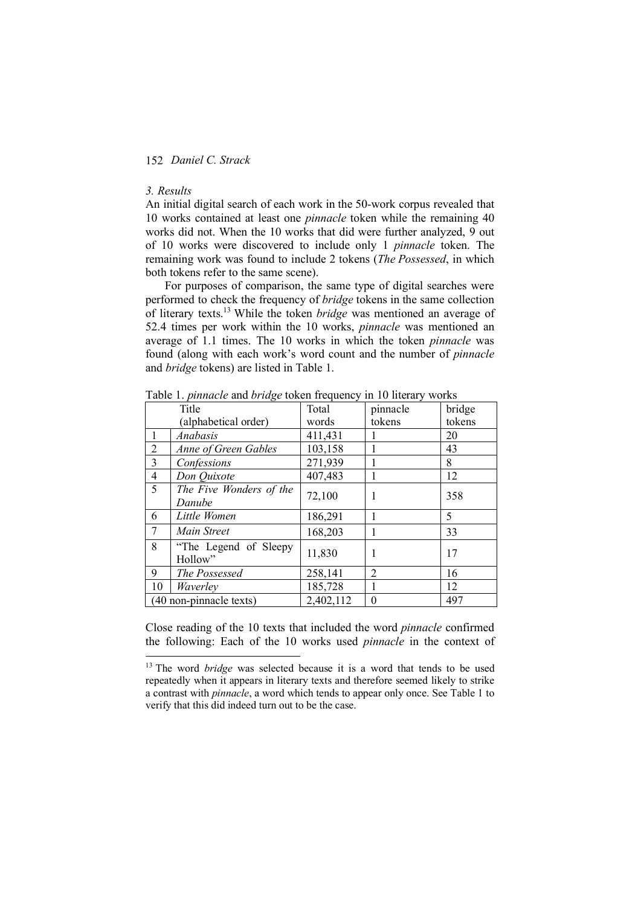*3. Results*

An initial digital search of each work in the 50-work corpus revealed that 10 works contained at least one *pinnacle* token while the remaining 40 works did not. When the 10 works that did were further analyzed, 9 out of 10 works were discovered to include only 1 *pinnacle* token. The remaining work was found to include 2 tokens (*The Possessed*, in which both tokens refer to the same scene).

For purposes of comparison, the same type of digital searches were performed to check the frequency of *bridge* tokens in the same collection of literary texts.[13] While the token *bridge* was mentioned an average of 52.4 times per work within the 10 works, *pinnacle* was mentioned an average of 1.1 times. The 10 works in which the token *pinnacle* was found (along with each work's word count and the number of *pinnacle* and *bridge* tokens) are listed in Table 1.

Table 1. *pinnacle* and *bridge* token frequency in 10 literary works

| | Title (alphabetical order) | Total words | pinnacle tokens | bridge tokens |
|---|---|---|---|---|
| 1 | *Anabasis* | 411,431 | 1 | 20 |
| 2 | *Anne of Green Gables* | 103,158 | 1 | 43 |
| 3 | *Confessions* | 271,939 | 1 | 8 |
| 4 | *Don Quixote* | 407,483 | 1 | 12 |
| 5 | *The Five Wonders of the Danube* | 72,100 | 1 | 358 |
| 6 | *Little Women* | 186,291 | 1 | 5 |
| 7 | *Main Street* | 168,203 | 1 | 33 |
| 8 | "The Legend of Sleepy Hollow" | 11,830 | 1 | 17 |
| 9 | *The Possessed* | 258,141 | 2 | 16 |
| 10 | *Waverley* | 185,728 | 1 | 12 |
| (40 non-pinnacle texts) | | 2,402,112 | 0 | 497 |

Close reading of the 10 texts that included the word *pinnacle* confirmed the following: Each of the 10 works used *pinnacle* in the context of

[13] The word *bridge* was selected because it is a word that tends to be used repeatedly when it appears in literary texts and therefore seemed likely to strike a contrast with *pinnacle*, a word which tends to appear only once. See Table 1 to verify that this did indeed turn out to be the case.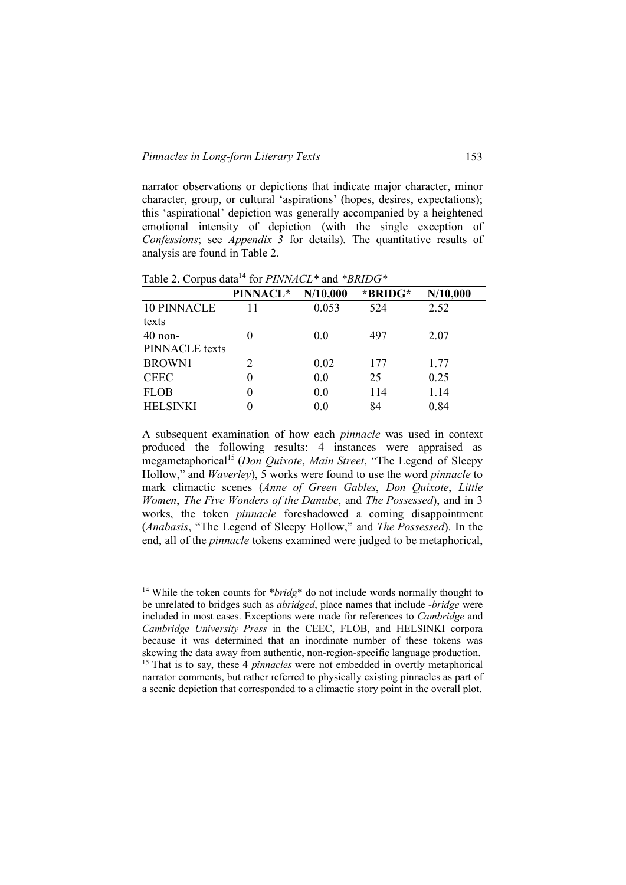narrator observations or depictions that indicate major character, minor character, group, or cultural 'aspirations' (hopes, desires, expectations); this 'aspirational' depiction was generally accompanied by a heightened emotional intensity of depiction (with the single exception of *Confessions*; see *Appendix 3* for details). The quantitative results of analysis are found in Table 2.

Table 2. Corpus data[14] for *PINNACL** and **BRIDG**

| | PINNACL* | N/10,000 | *BRIDG* | N/10,000 |
|---|---|---|---|---|
| 10 PINNACLE texts | 11 | 0.053 | 524 | 2.52 |
| 40 non-PINNACLE texts | 0 | 0.0 | 497 | 2.07 |
| BROWN1 | 2 | 0.02 | 177 | 1.77 |
| CEEC | 0 | 0.0 | 25 | 0.25 |
| FLOB | 0 | 0.0 | 114 | 1.14 |
| HELSINKI | 0 | 0.0 | 84 | 0.84 |

A subsequent examination of how each *pinnacle* was used in context produced the following results: 4 instances were appraised as megametaphorical[15] (*Don Quixote*, *Main Street*, "The Legend of Sleepy Hollow," and *Waverley*), 5 works were found to use the word *pinnacle* to mark climactic scenes (*Anne of Green Gables*, *Don Quixote*, *Little Women*, *The Five Wonders of the Danube*, and *The Possessed*), and in 3 works, the token *pinnacle* foreshadowed a coming disappointment (*Anabasis*, "The Legend of Sleepy Hollow," and *The Possessed*). In the end, all of the *pinnacle* tokens examined were judged to be metaphorical,

[14] While the token counts for **bridg** do not include words normally thought to be unrelated to bridges such as *abridged*, place names that include *-bridge* were included in most cases. Exceptions were made for references to *Cambridge* and *Cambridge University Press* in the CEEC, FLOB, and HELSINKI corpora because it was determined that an inordinate number of these tokens was skewing the data away from authentic, non-region-specific language production.

[15] That is to say, these 4 *pinnacles* were not embedded in overtly metaphorical narrator comments, but rather referred to physically existing pinnacles as part of a scenic depiction that corresponded to a climactic story point in the overall plot.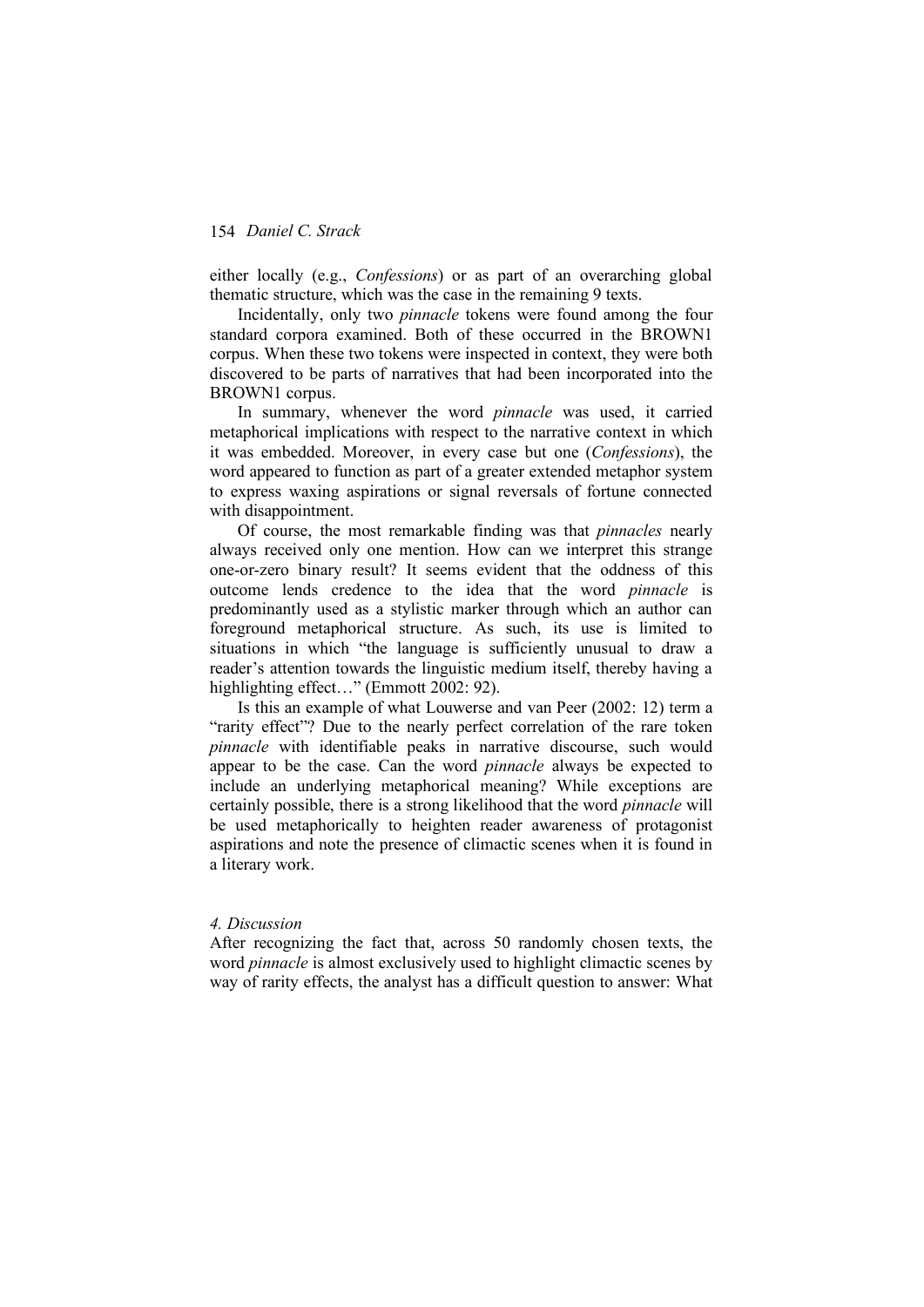either locally (e.g., *Confessions*) or as part of an overarching global thematic structure, which was the case in the remaining 9 texts.

Incidentally, only two *pinnacle* tokens were found among the four standard corpora examined. Both of these occurred in the BROWN1 corpus. When these two tokens were inspected in context, they were both discovered to be parts of narratives that had been incorporated into the BROWN1 corpus.

In summary, whenever the word *pinnacle* was used, it carried metaphorical implications with respect to the narrative context in which it was embedded. Moreover, in every case but one (*Confessions*), the word appeared to function as part of a greater extended metaphor system to express waxing aspirations or signal reversals of fortune connected with disappointment.

Of course, the most remarkable finding was that *pinnacles* nearly always received only one mention. How can we interpret this strange one-or-zero binary result? It seems evident that the oddness of this outcome lends credence to the idea that the word *pinnacle* is predominantly used as a stylistic marker through which an author can foreground metaphorical structure. As such, its use is limited to situations in which "the language is sufficiently unusual to draw a reader's attention towards the linguistic medium itself, thereby having a highlighting effect…" (Emmott 2002: 92).

Is this an example of what Louwerse and van Peer (2002: 12) term a "rarity effect"? Due to the nearly perfect correlation of the rare token *pinnacle* with identifiable peaks in narrative discourse, such would appear to be the case. Can the word *pinnacle* always be expected to include an underlying metaphorical meaning? While exceptions are certainly possible, there is a strong likelihood that the word *pinnacle* will be used metaphorically to heighten reader awareness of protagonist aspirations and note the presence of climactic scenes when it is found in a literary work.

## *4. Discussion*

After recognizing the fact that, across 50 randomly chosen texts, the word *pinnacle* is almost exclusively used to highlight climactic scenes by way of rarity effects, the analyst has a difficult question to answer: What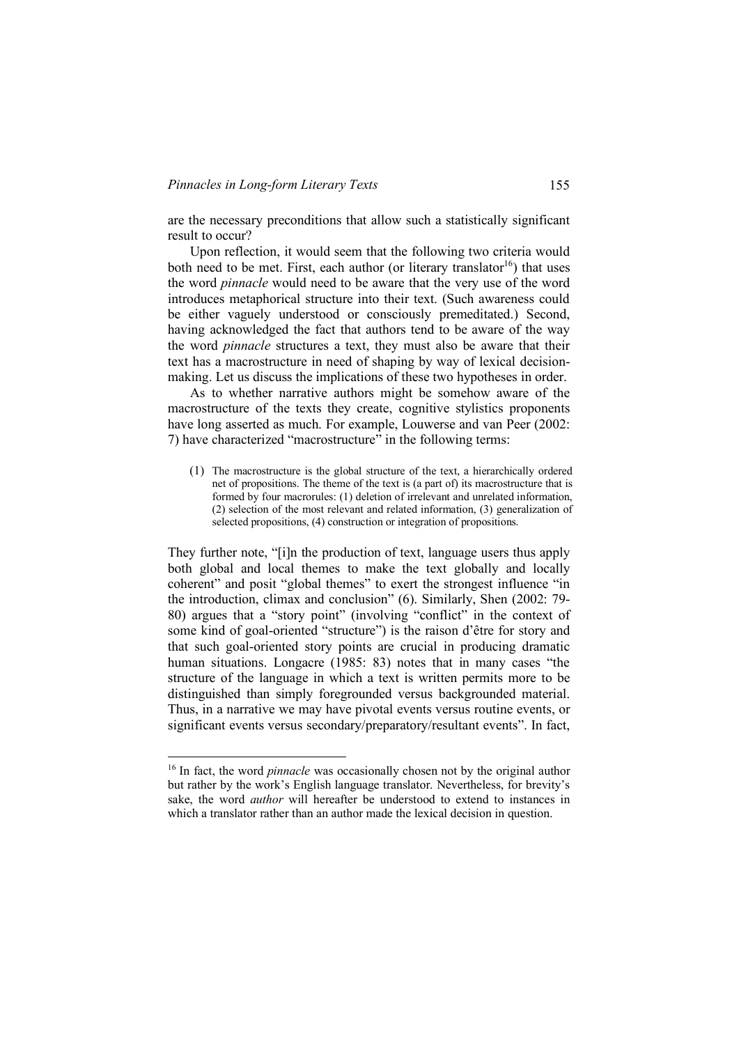are the necessary preconditions that allow such a statistically significant result to occur?

Upon reflection, it would seem that the following two criteria would both need to be met. First, each author (or literary translator[16]) that uses the word *pinnacle* would need to be aware that the very use of the word introduces metaphorical structure into their text. (Such awareness could be either vaguely understood or consciously premeditated.) Second, having acknowledged the fact that authors tend to be aware of the way the word *pinnacle* structures a text, they must also be aware that their text has a macrostructure in need of shaping by way of lexical decision-making. Let us discuss the implications of these two hypotheses in order.

As to whether narrative authors might be somehow aware of the macrostructure of the texts they create, cognitive stylistics proponents have long asserted as much. For example, Louwerse and van Peer (2002: 7) have characterized "macrostructure" in the following terms:

> (1) The macrostructure is the global structure of the text, a hierarchically ordered net of propositions. The theme of the text is (a part of) its macrostructure that is formed by four macrorules: (1) deletion of irrelevant and unrelated information, (2) selection of the most relevant and related information, (3) generalization of selected propositions, (4) construction or integration of propositions.

They further note, "[i]n the production of text, language users thus apply both global and local themes to make the text globally and locally coherent" and posit "global themes" to exert the strongest influence "in the introduction, climax and conclusion" (6). Similarly, Shen (2002: 79-80) argues that a "story point" (involving "conflict" in the context of some kind of goal-oriented "structure") is the raison d'être for story and that such goal-oriented story points are crucial in producing dramatic human situations. Longacre (1985: 83) notes that in many cases "the structure of the language in which a text is written permits more to be distinguished than simply foregrounded versus backgrounded material. Thus, in a narrative we may have pivotal events versus routine events, or significant events versus secondary/preparatory/resultant events". In fact,

[16] In fact, the word *pinnacle* was occasionally chosen not by the original author but rather by the work's English language translator. Nevertheless, for brevity's sake, the word *author* will hereafter be understood to extend to instances in which a translator rather than an author made the lexical decision in question.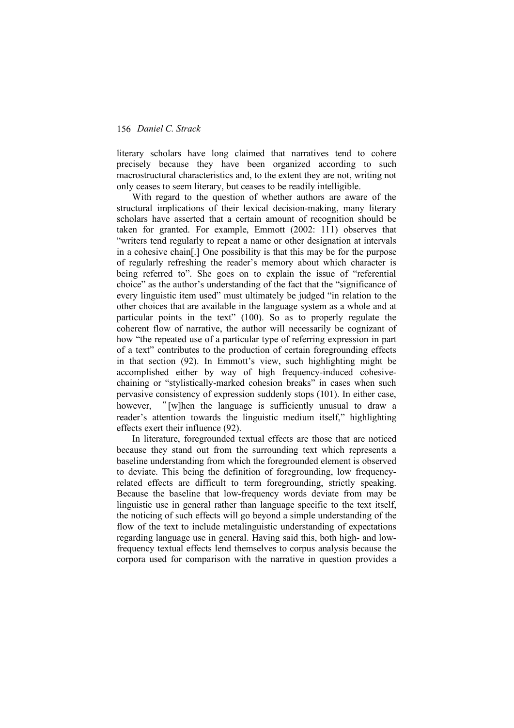literary scholars have long claimed that narratives tend to cohere precisely because they have been organized according to such macrostructural characteristics and, to the extent they are not, writing not only ceases to seem literary, but ceases to be readily intelligible.

With regard to the question of whether authors are aware of the structural implications of their lexical decision-making, many literary scholars have asserted that a certain amount of recognition should be taken for granted. For example, Emmott (2002: 111) observes that "writers tend regularly to repeat a name or other designation at intervals in a cohesive chain[.] One possibility is that this may be for the purpose of regularly refreshing the reader's memory about which character is being referred to". She goes on to explain the issue of "referential choice" as the author's understanding of the fact that the "significance of every linguistic item used" must ultimately be judged "in relation to the other choices that are available in the language system as a whole and at particular points in the text" (100). So as to properly regulate the coherent flow of narrative, the author will necessarily be cognizant of how "the repeated use of a particular type of referring expression in part of a text" contributes to the production of certain foregrounding effects in that section (92). In Emmott's view, such highlighting might be accomplished either by way of high frequency-induced cohesive-chaining or "stylistically-marked cohesion breaks" in cases when such pervasive consistency of expression suddenly stops (101). In either case, however, "[w]hen the language is sufficiently unusual to draw a reader's attention towards the linguistic medium itself," highlighting effects exert their influence (92).

In literature, foregrounded textual effects are those that are noticed because they stand out from the surrounding text which represents a baseline understanding from which the foregrounded element is observed to deviate. This being the definition of foregrounding, low frequency-related effects are difficult to term foregrounding, strictly speaking. Because the baseline that low-frequency words deviate from may be linguistic use in general rather than language specific to the text itself, the noticing of such effects will go beyond a simple understanding of the flow of the text to include metalinguistic understanding of expectations regarding language use in general. Having said this, both high- and low-frequency textual effects lend themselves to corpus analysis because the corpora used for comparison with the narrative in question provides a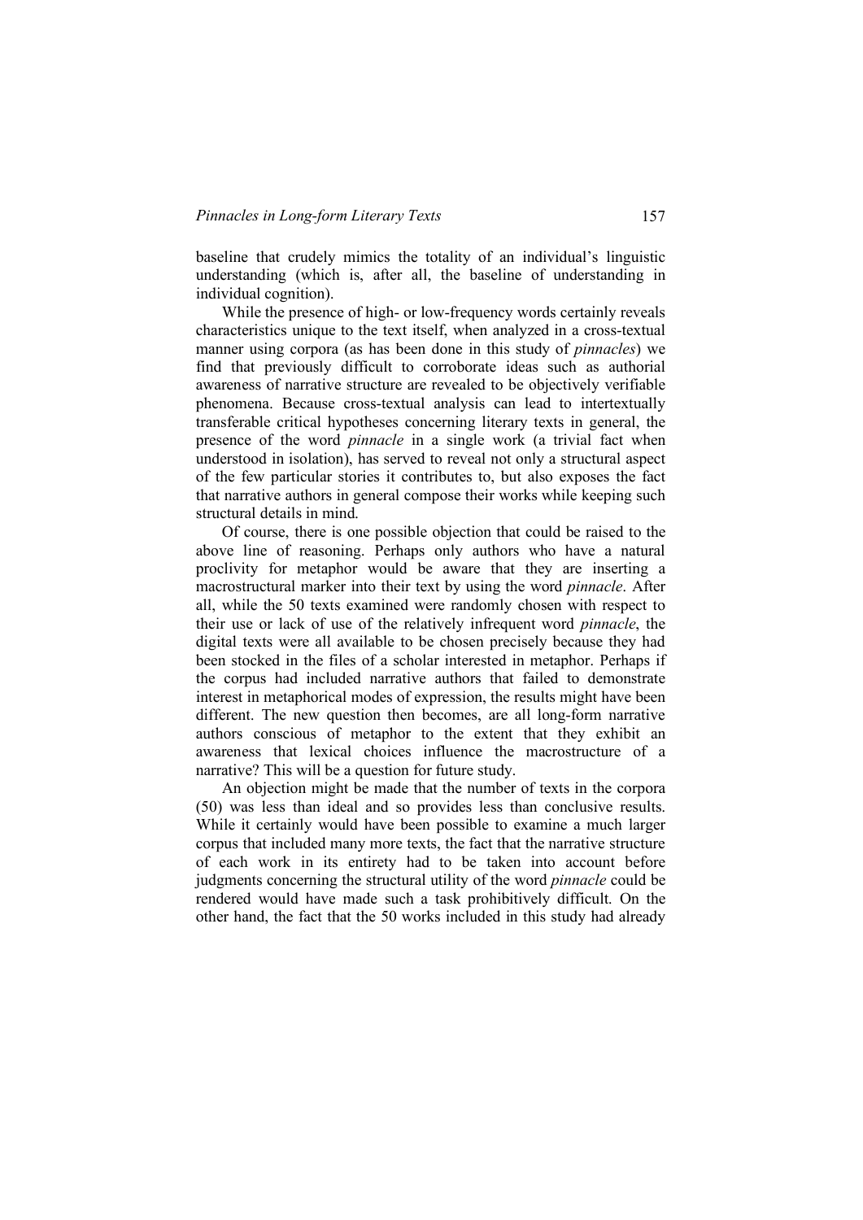baseline that crudely mimics the totality of an individual's linguistic understanding (which is, after all, the baseline of understanding in individual cognition).

While the presence of high- or low-frequency words certainly reveals characteristics unique to the text itself, when analyzed in a cross-textual manner using corpora (as has been done in this study of *pinnacles*) we find that previously difficult to corroborate ideas such as authorial awareness of narrative structure are revealed to be objectively verifiable phenomena. Because cross-textual analysis can lead to intertextually transferable critical hypotheses concerning literary texts in general, the presence of the word *pinnacle* in a single work (a trivial fact when understood in isolation), has served to reveal not only a structural aspect of the few particular stories it contributes to, but also exposes the fact that narrative authors in general compose their works while keeping such structural details in mind.

Of course, there is one possible objection that could be raised to the above line of reasoning. Perhaps only authors who have a natural proclivity for metaphor would be aware that they are inserting a macrostructural marker into their text by using the word *pinnacle*. After all, while the 50 texts examined were randomly chosen with respect to their use or lack of use of the relatively infrequent word *pinnacle*, the digital texts were all available to be chosen precisely because they had been stocked in the files of a scholar interested in metaphor. Perhaps if the corpus had included narrative authors that failed to demonstrate interest in metaphorical modes of expression, the results might have been different. The new question then becomes, are all long-form narrative authors conscious of metaphor to the extent that they exhibit an awareness that lexical choices influence the macrostructure of a narrative? This will be a question for future study.

An objection might be made that the number of texts in the corpora (50) was less than ideal and so provides less than conclusive results. While it certainly would have been possible to examine a much larger corpus that included many more texts, the fact that the narrative structure of each work in its entirety had to be taken into account before judgments concerning the structural utility of the word *pinnacle* could be rendered would have made such a task prohibitively difficult. On the other hand, the fact that the 50 works included in this study had already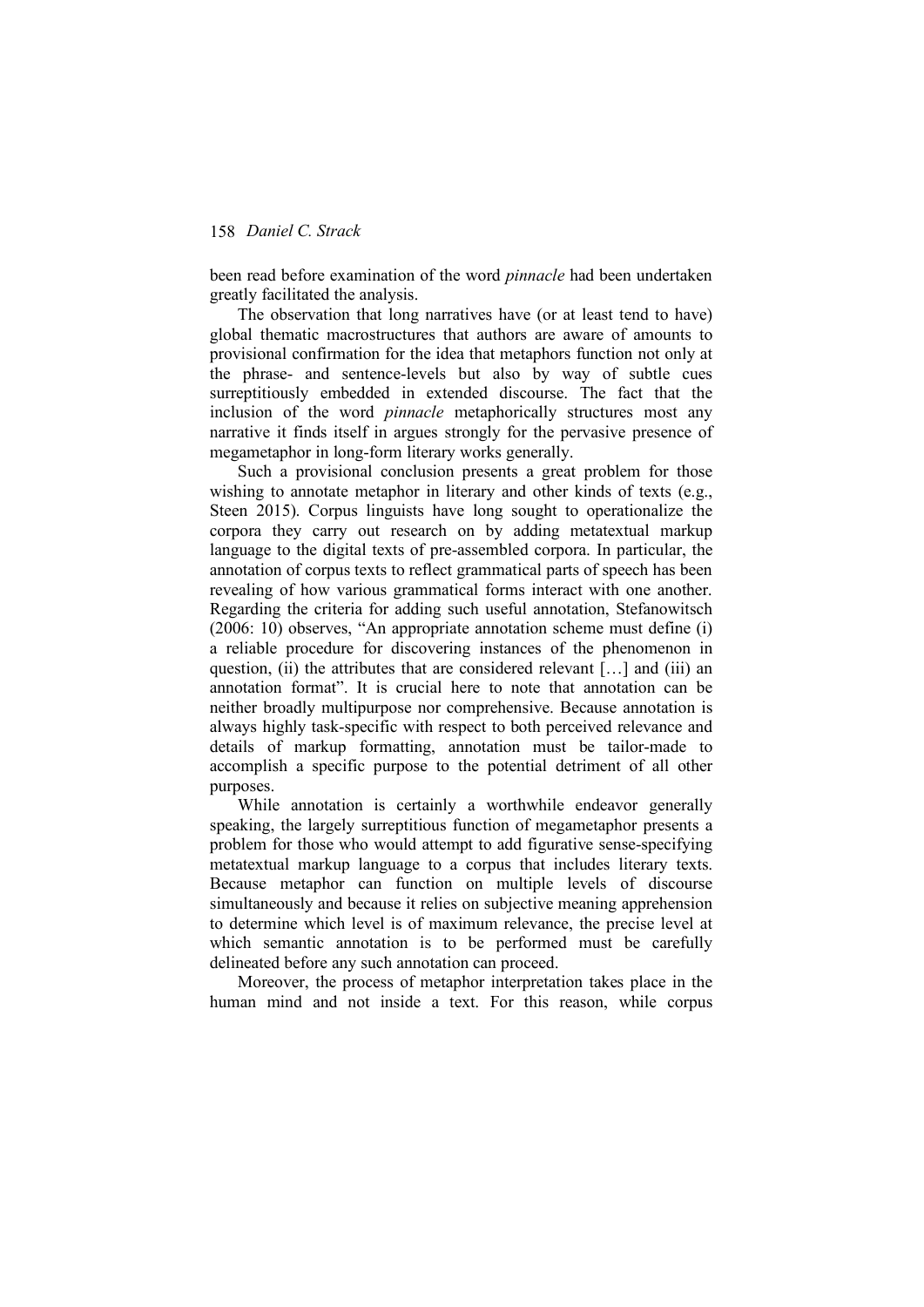been read before examination of the word *pinnacle* had been undertaken greatly facilitated the analysis.

The observation that long narratives have (or at least tend to have) global thematic macrostructures that authors are aware of amounts to provisional confirmation for the idea that metaphors function not only at the phrase- and sentence-levels but also by way of subtle cues surreptitiously embedded in extended discourse. The fact that the inclusion of the word *pinnacle* metaphorically structures most any narrative it finds itself in argues strongly for the pervasive presence of megametaphor in long-form literary works generally.

Such a provisional conclusion presents a great problem for those wishing to annotate metaphor in literary and other kinds of texts (e.g., Steen 2015). Corpus linguists have long sought to operationalize the corpora they carry out research on by adding metatextual markup language to the digital texts of pre-assembled corpora. In particular, the annotation of corpus texts to reflect grammatical parts of speech has been revealing of how various grammatical forms interact with one another. Regarding the criteria for adding such useful annotation, Stefanowitsch (2006: 10) observes, "An appropriate annotation scheme must define (i) a reliable procedure for discovering instances of the phenomenon in question, (ii) the attributes that are considered relevant […] and (iii) an annotation format". It is crucial here to note that annotation can be neither broadly multipurpose nor comprehensive. Because annotation is always highly task-specific with respect to both perceived relevance and details of markup formatting, annotation must be tailor-made to accomplish a specific purpose to the potential detriment of all other purposes.

While annotation is certainly a worthwhile endeavor generally speaking, the largely surreptitious function of megametaphor presents a problem for those who would attempt to add figurative sense-specifying metatextual markup language to a corpus that includes literary texts. Because metaphor can function on multiple levels of discourse simultaneously and because it relies on subjective meaning apprehension to determine which level is of maximum relevance, the precise level at which semantic annotation is to be performed must be carefully delineated before any such annotation can proceed.

Moreover, the process of metaphor interpretation takes place in the human mind and not inside a text. For this reason, while corpus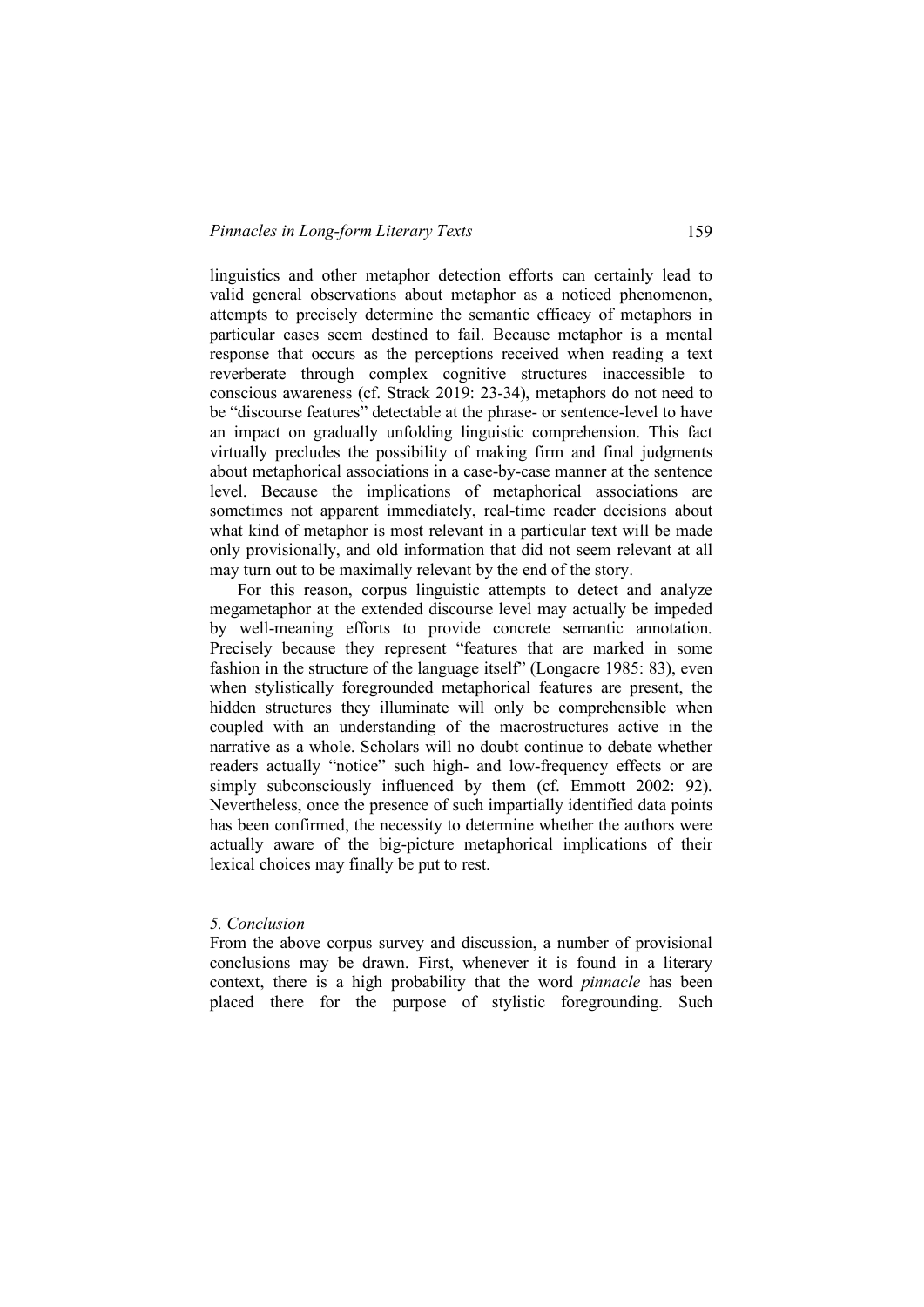linguistics and other metaphor detection efforts can certainly lead to valid general observations about metaphor as a noticed phenomenon, attempts to precisely determine the semantic efficacy of metaphors in particular cases seem destined to fail. Because metaphor is a mental response that occurs as the perceptions received when reading a text reverberate through complex cognitive structures inaccessible to conscious awareness (cf. Strack 2019: 23-34), metaphors do not need to be "discourse features" detectable at the phrase- or sentence-level to have an impact on gradually unfolding linguistic comprehension. This fact virtually precludes the possibility of making firm and final judgments about metaphorical associations in a case-by-case manner at the sentence level. Because the implications of metaphorical associations are sometimes not apparent immediately, real-time reader decisions about what kind of metaphor is most relevant in a particular text will be made only provisionally, and old information that did not seem relevant at all may turn out to be maximally relevant by the end of the story.

For this reason, corpus linguistic attempts to detect and analyze megametaphor at the extended discourse level may actually be impeded by well-meaning efforts to provide concrete semantic annotation. Precisely because they represent "features that are marked in some fashion in the structure of the language itself" (Longacre 1985: 83), even when stylistically foregrounded metaphorical features are present, the hidden structures they illuminate will only be comprehensible when coupled with an understanding of the macrostructures active in the narrative as a whole. Scholars will no doubt continue to debate whether readers actually "notice" such high- and low-frequency effects or are simply subconsciously influenced by them (cf. Emmott 2002: 92). Nevertheless, once the presence of such impartially identified data points has been confirmed, the necessity to determine whether the authors were actually aware of the big-picture metaphorical implications of their lexical choices may finally be put to rest.

## *5. Conclusion*

From the above corpus survey and discussion, a number of provisional conclusions may be drawn. First, whenever it is found in a literary context, there is a high probability that the word *pinnacle* has been placed there for the purpose of stylistic foregrounding. Such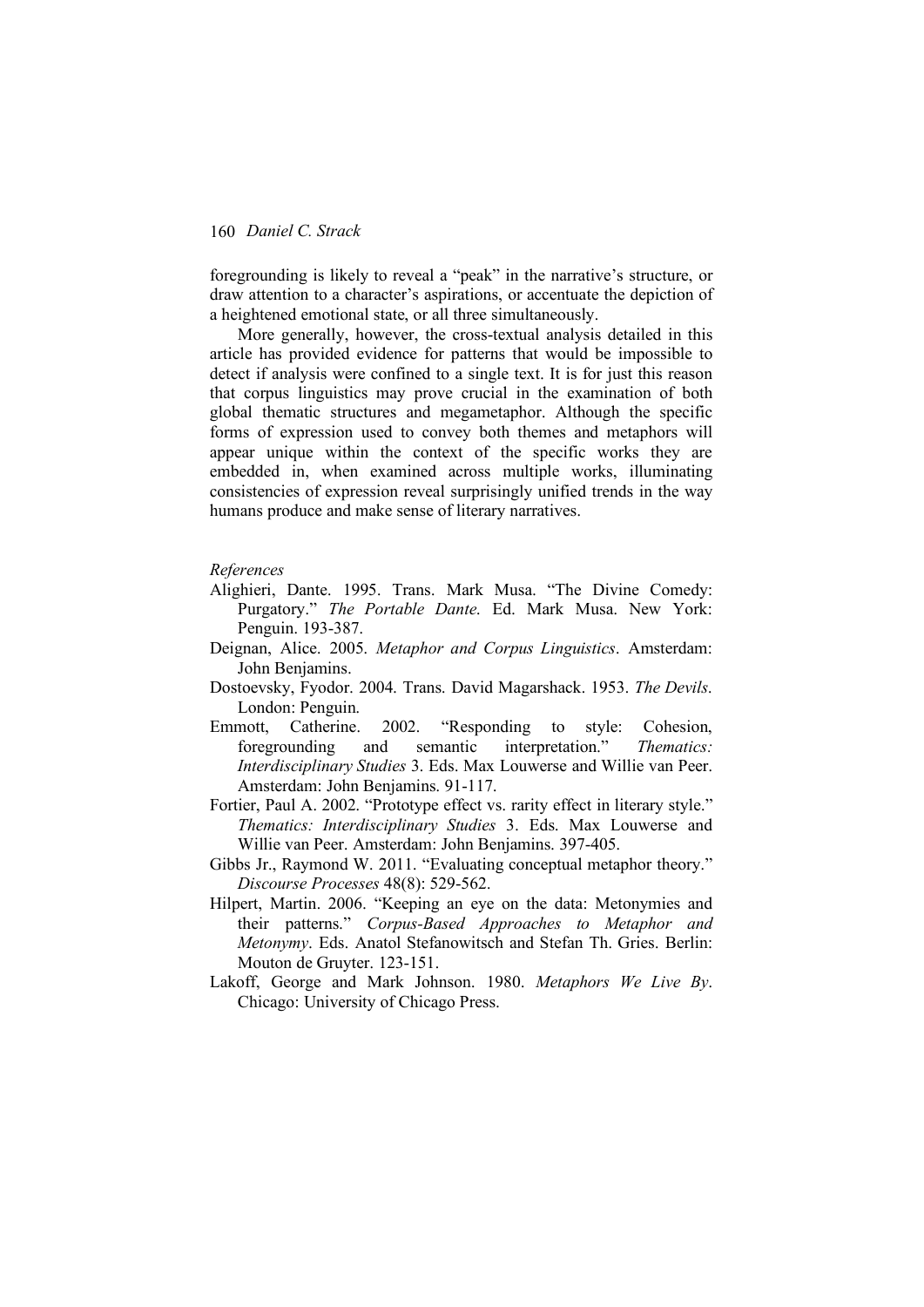foregrounding is likely to reveal a "peak" in the narrative's structure, or draw attention to a character's aspirations, or accentuate the depiction of a heightened emotional state, or all three simultaneously.

More generally, however, the cross-textual analysis detailed in this article has provided evidence for patterns that would be impossible to detect if analysis were confined to a single text. It is for just this reason that corpus linguistics may prove crucial in the examination of both global thematic structures and megametaphor. Although the specific forms of expression used to convey both themes and metaphors will appear unique within the context of the specific works they are embedded in, when examined across multiple works, illuminating consistencies of expression reveal surprisingly unified trends in the way humans produce and make sense of literary narratives.

*References*

Alighieri, Dante. 1995. Trans. Mark Musa. "The Divine Comedy: Purgatory." *The Portable Dante.* Ed. Mark Musa. New York: Penguin. 193-387.

Deignan, Alice. 2005. *Metaphor and Corpus Linguistics*. Amsterdam: John Benjamins.

Dostoevsky, Fyodor. 2004. Trans. David Magarshack. 1953. *The Devils*. London: Penguin.

Emmott, Catherine. 2002. "Responding to style: Cohesion, foregrounding and semantic interpretation." *Thematics: Interdisciplinary Studies* 3. Eds. Max Louwerse and Willie van Peer. Amsterdam: John Benjamins. 91-117.

Fortier, Paul A. 2002. "Prototype effect vs. rarity effect in literary style." *Thematics: Interdisciplinary Studies* 3. Eds. Max Louwerse and Willie van Peer. Amsterdam: John Benjamins. 397-405.

Gibbs Jr., Raymond W. 2011. "Evaluating conceptual metaphor theory." *Discourse Processes* 48(8): 529-562.

Hilpert, Martin. 2006. "Keeping an eye on the data: Metonymies and their patterns." *Corpus-Based Approaches to Metaphor and Metonymy*. Eds. Anatol Stefanowitsch and Stefan Th. Gries. Berlin: Mouton de Gruyter. 123-151.

Lakoff, George and Mark Johnson. 1980. *Metaphors We Live By*. Chicago: University of Chicago Press.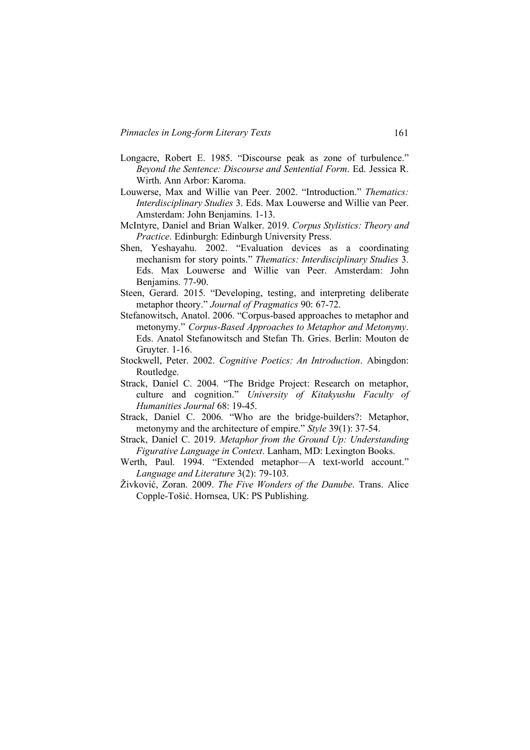Longacre, Robert E. 1985. "Discourse peak as zone of turbulence." *Beyond the Sentence: Discourse and Sentential Form*. Ed. Jessica R. Wirth. Ann Arbor: Karoma.

Louwerse, Max and Willie van Peer. 2002. "Introduction." *Thematics: Interdisciplinary Studies* 3. Eds. Max Louwerse and Willie van Peer. Amsterdam: John Benjamins. 1-13.

McIntyre, Daniel and Brian Walker. 2019. *Corpus Stylistics: Theory and Practice*. Edinburgh: Edinburgh University Press.

Shen, Yeshayahu. 2002. "Evaluation devices as a coordinating mechanism for story points." *Thematics: Interdisciplinary Studies* 3. Eds. Max Louwerse and Willie van Peer. Amsterdam: John Benjamins. 77-90.

Steen, Gerard. 2015. "Developing, testing, and interpreting deliberate metaphor theory." *Journal of Pragmatics* 90: 67-72.

Stefanowitsch, Anatol. 2006. "Corpus-based approaches to metaphor and metonymy." *Corpus-Based Approaches to Metaphor and Metonymy*. Eds. Anatol Stefanowitsch and Stefan Th. Gries. Berlin: Mouton de Gruyter. 1-16.

Stockwell, Peter. 2002. *Cognitive Poetics: An Introduction*. Abingdon: Routledge.

Strack, Daniel C. 2004. "The Bridge Project: Research on metaphor, culture and cognition." *University of Kitakyushu Faculty of Humanities Journal* 68: 19-45.

Strack, Daniel C. 2006. "Who are the bridge-builders?: Metaphor, metonymy and the architecture of empire." *Style* 39(1): 37-54.

Strack, Daniel C. 2019. *Metaphor from the Ground Up: Understanding Figurative Language in Context*. Lanham, MD: Lexington Books.

Werth, Paul. 1994. "Extended metaphor—A text-world account." *Language and Literature* 3(2): 79-103.

Živković, Zoran. 2009. *The Five Wonders of the Danube*. Trans. Alice Copple-Tošić. Hornsea, UK: PS Publishing.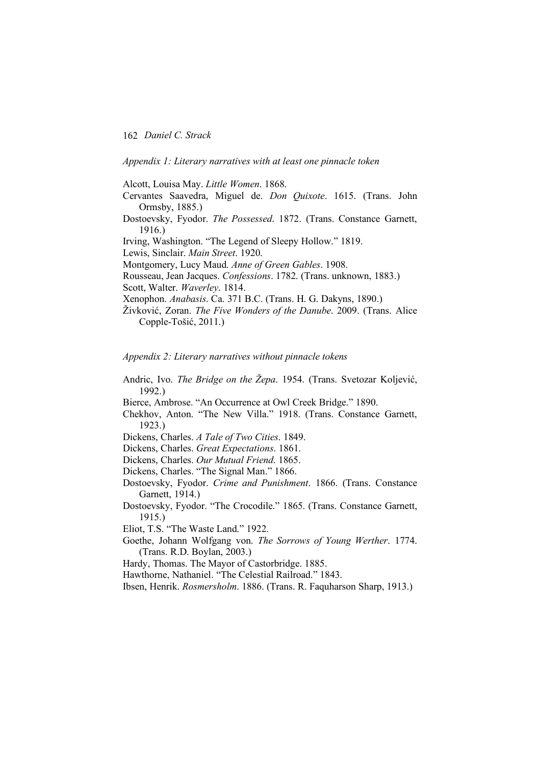*Appendix 1: Literary narratives with at least one pinnacle token*

Alcott, Louisa May. *Little Women*. 1868.

Cervantes Saavedra, Miguel de. *Don Quixote*. 1615. (Trans. John Ormsby, 1885.)

Dostoevsky, Fyodor. *The Possessed*. 1872. (Trans. Constance Garnett, 1916.)

Irving, Washington. "The Legend of Sleepy Hollow." 1819.

Lewis, Sinclair. *Main Street*. 1920.

Montgomery, Lucy Maud. *Anne of Green Gables*. 1908.

Rousseau, Jean Jacques. *Confessions*. 1782. (Trans. unknown, 1883.)

Scott, Walter. *Waverley*. 1814.

Xenophon. *Anabasis*. Ca. 371 B.C. (Trans. H. G. Dakyns, 1890.)

Živković, Zoran. *The Five Wonders of the Danube.* 2009. (Trans. Alice Copple-Tošić, 2011.)

*Appendix 2: Literary narratives without pinnacle tokens*

Andric, Ivo. *The Bridge on the Žepa*. 1954. (Trans. Svetozar Koljević, 1992.)

Bierce, Ambrose. "An Occurrence at Owl Creek Bridge." 1890.

Chekhov, Anton. "The New Villa." 1918. (Trans. Constance Garnett, 1923.)

Dickens, Charles. *A Tale of Two Cities*. 1849.

Dickens, Charles. *Great Expectations*. 1861.

Dickens, Charles. *Our Mutual Friend*. 1865.

Dickens, Charles. "The Signal Man." 1866.

Dostoevsky, Fyodor. *Crime and Punishment*. 1866. (Trans. Constance Garnett, 1914.)

Dostoevsky, Fyodor. "The Crocodile." 1865. (Trans. Constance Garnett, 1915.)

Eliot, T.S. "The Waste Land." 1922.

Goethe, Johann Wolfgang von. *The Sorrows of Young Werther*. 1774. (Trans. R.D. Boylan, 2003.)

Hardy, Thomas. The Mayor of Castorbridge. 1885.

Hawthorne, Nathaniel. "The Celestial Railroad." 1843.

Ibsen, Henrik. *Rosmersholm*. 1886. (Trans. R. Faquharson Sharp, 1913.)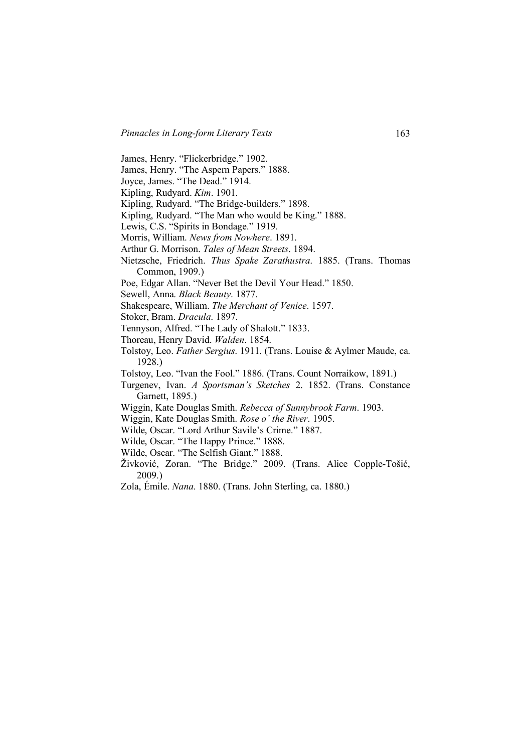James, Henry. "Flickerbridge." 1902.

James, Henry. "The Aspern Papers." 1888.

Joyce, James. "The Dead." 1914.

Kipling, Rudyard. *Kim*. 1901.

Kipling, Rudyard. "The Bridge-builders." 1898.

Kipling, Rudyard. "The Man who would be King." 1888.

Lewis, C.S. "Spirits in Bondage." 1919.

Morris, William. *News from Nowhere*. 1891.

Arthur G. Morrison. *Tales of Mean Streets*. 1894.

Nietzsche, Friedrich. *Thus Spake Zarathustra*. 1885. (Trans. Thomas Common, 1909.)

Poe, Edgar Allan. "Never Bet the Devil Your Head." 1850.

Sewell, Anna. *Black Beauty*. 1877.

Shakespeare, William. *The Merchant of Venice*. 1597.

Stoker, Bram. *Dracula*. 1897.

Tennyson, Alfred. "The Lady of Shalott." 1833.

Thoreau, Henry David. *Walden*. 1854.

Tolstoy, Leo. *Father Sergius*. 1911. (Trans. Louise & Aylmer Maude, ca. 1928.)

Tolstoy, Leo. "Ivan the Fool." 1886. (Trans. Count Norraikow, 1891.)

Turgenev, Ivan. *A Sportsman's Sketches* 2. 1852. (Trans. Constance Garnett, 1895.)

Wiggin, Kate Douglas Smith. *Rebecca of Sunnybrook Farm*. 1903.

Wiggin, Kate Douglas Smith. *Rose o' the River*. 1905.

Wilde, Oscar. "Lord Arthur Savile's Crime." 1887.

Wilde, Oscar. "The Happy Prince." 1888.

Wilde, Oscar. "The Selfish Giant." 1888.

Živković, Zoran. "The Bridge." 2009. (Trans. Alice Copple-Tošić, 2009.)

Zola, Émile. *Nana*. 1880. (Trans. John Sterling, ca. 1880.)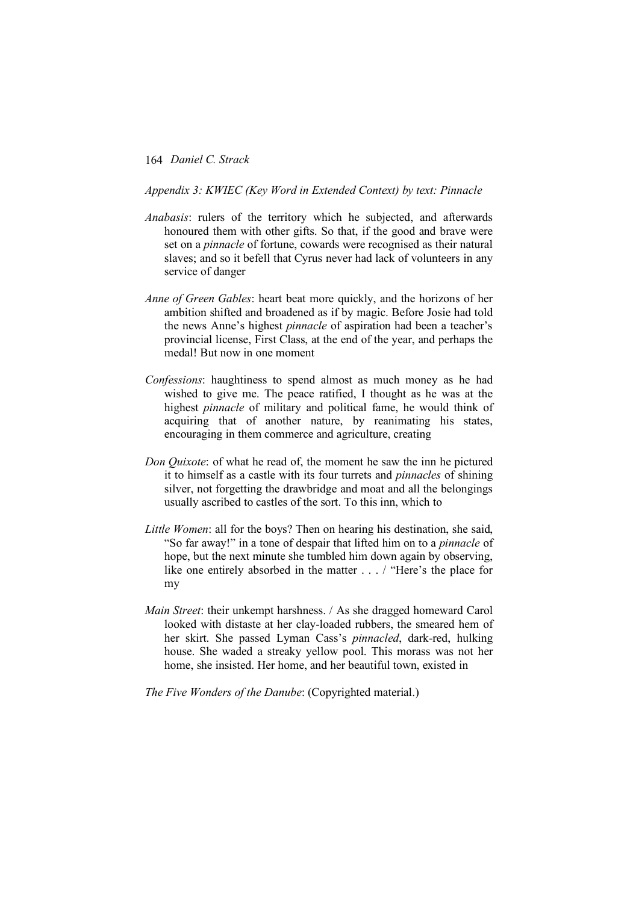*Appendix 3: KWIEC (Key Word in Extended Context) by text: Pinnacle*

*Anabasis*: rulers of the territory which he subjected, and afterwards honoured them with other gifts. So that, if the good and brave were set on a *pinnacle* of fortune, cowards were recognised as their natural slaves; and so it befell that Cyrus never had lack of volunteers in any service of danger

*Anne of Green Gables*: heart beat more quickly, and the horizons of her ambition shifted and broadened as if by magic. Before Josie had told the news Anne's highest *pinnacle* of aspiration had been a teacher's provincial license, First Class, at the end of the year, and perhaps the medal! But now in one moment

*Confessions*: haughtiness to spend almost as much money as he had wished to give me. The peace ratified, I thought as he was at the highest *pinnacle* of military and political fame, he would think of acquiring that of another nature, by reanimating his states, encouraging in them commerce and agriculture, creating

*Don Quixote*: of what he read of, the moment he saw the inn he pictured it to himself as a castle with its four turrets and *pinnacles* of shining silver, not forgetting the drawbridge and moat and all the belongings usually ascribed to castles of the sort. To this inn, which to

*Little Women*: all for the boys? Then on hearing his destination, she said, "So far away!" in a tone of despair that lifted him on to a *pinnacle* of hope, but the next minute she tumbled him down again by observing, like one entirely absorbed in the matter . . . / "Here's the place for my

*Main Street*: their unkempt harshness. / As she dragged homeward Carol looked with distaste at her clay-loaded rubbers, the smeared hem of her skirt. She passed Lyman Cass's *pinnacled*, dark-red, hulking house. She waded a streaky yellow pool. This morass was not her home, she insisted. Her home, and her beautiful town, existed in

*The Five Wonders of the Danube*: (Copyrighted material.)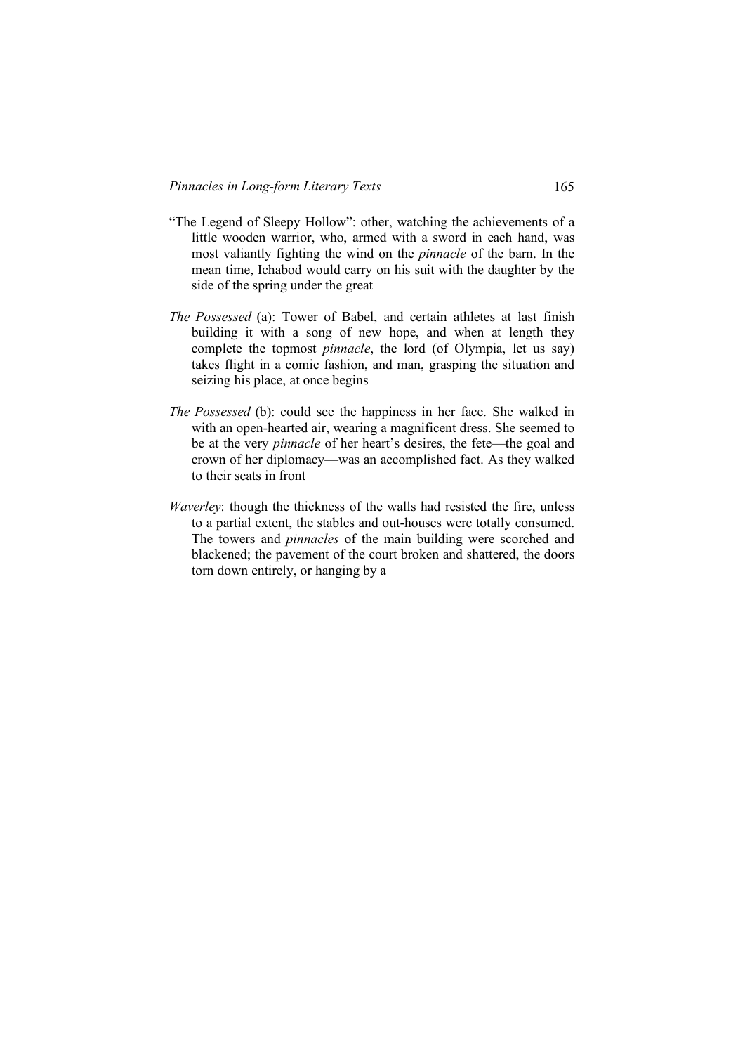"The Legend of Sleepy Hollow": other, watching the achievements of a little wooden warrior, who, armed with a sword in each hand, was most valiantly fighting the wind on the *pinnacle* of the barn. In the mean time, Ichabod would carry on his suit with the daughter by the side of the spring under the great

*The Possessed* (a): Tower of Babel, and certain athletes at last finish building it with a song of new hope, and when at length they complete the topmost *pinnacle*, the lord (of Olympia, let us say) takes flight in a comic fashion, and man, grasping the situation and seizing his place, at once begins

*The Possessed* (b): could see the happiness in her face. She walked in with an open-hearted air, wearing a magnificent dress. She seemed to be at the very *pinnacle* of her heart's desires, the fete—the goal and crown of her diplomacy—was an accomplished fact. As they walked to their seats in front

*Waverley*: though the thickness of the walls had resisted the fire, unless to a partial extent, the stables and out-houses were totally consumed. The towers and *pinnacles* of the main building were scorched and blackened; the pavement of the court broken and shattered, the doors torn down entirely, or hanging by a